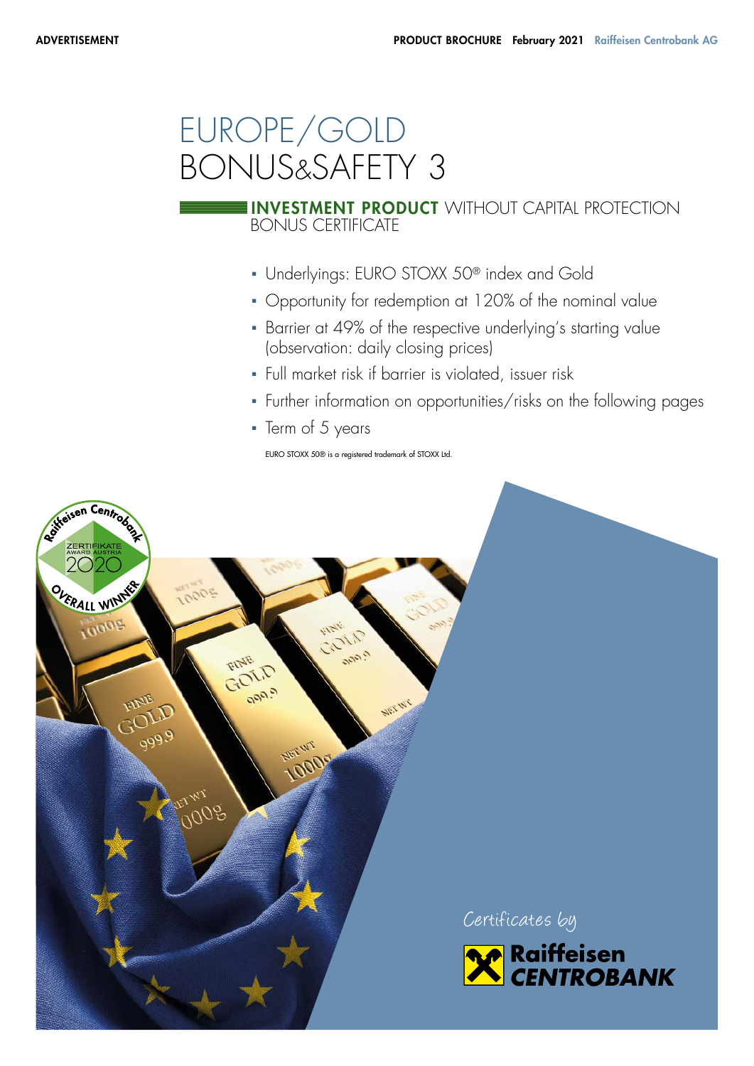ADVERTISEMENT

PRODUCT BROCHURE February 2021 Raiffeisen Centrobank AG

# EUROPE/GOLD BONUS&SAFETY 3

## INVESTMENT PRODUCT WITHOUT CAPITAL PROTECTION BONUS CERTIFICATE

- Underlyings: EURO STOXX 50® index and Gold
- Opportunity for redemption at 120% of the nominal value
- Barrier at 49% of the respective underlying's starting value (observation: daily closing prices)
- Full market risk if barrier is violated, issuer risk
- Further information on opportunities/risks on the following pages
- Term of 5 years

EURO STOXX 50® is a registered trademark of STOXX Ltd.

Raiffeisen Centrobank ZERTIFIKATE AWARD AUSTRIA 2020 OVERALL WINNER

Certificates by Raiffeisen CENTROBANK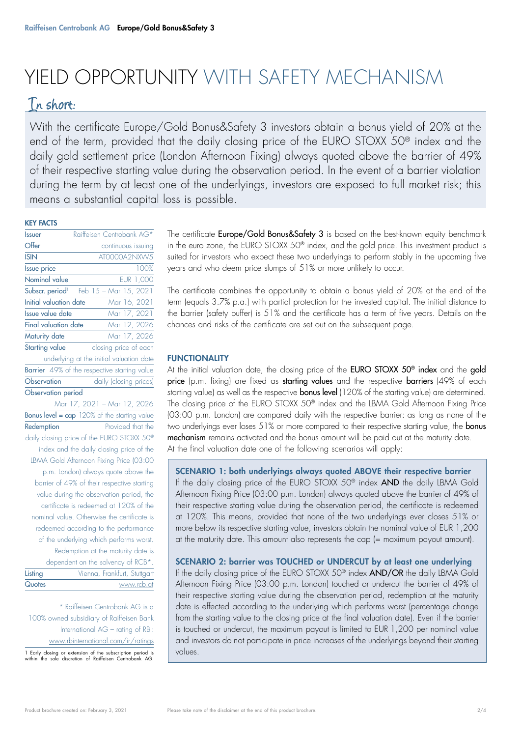# YIELD OPPORTUNITY WITH SAFETY MECHANISM

## In short:

With the certificate Europe/Gold Bonus&Safety 3 investors obtain a bonus yield of 20% at the end of the term, provided that the daily closing price of the EURO STOXX 50® index and the daily gold settlement price (London Afternoon Fixing) always quoted above the barrier of 49% of their respective starting value during the observation period. In the event of a barrier violation during the term by at least one of the underlyings, investors are exposed to full market risk; this means a substantial capital loss is possible.

### KEY FACTS

| | |
|---|---|
| Issuer | Raiffeisen Centrobank AG* |
| Offer | continuous issuing |
| ISIN | AT0000A2NXW5 |
| Issue price | 100% |
| Nominal value | EUR 1,000 |
| Subscr. period[1] | Feb 15 – Mar 15, 2021 |
| Initial valuation date | Mar 16, 2021 |
| Issue value date | Mar 17, 2021 |
| Final valuation date | Mar 12, 2026 |
| Maturity date | Mar 17, 2026 |
| Starting value | closing price of each underlying at the initial valuation date |
| Barrier | 49% of the respective starting value |
| Observation | daily (closing prices) |
| Observation period | Mar 17, 2021 – Mar 12, 2026 |
| Bonus level = cap | 120% of the starting value |
| Redemption | Provided that the daily closing price of the EURO STOXX 50® index and the daily closing price of the LBMA Gold Afternoon Fixing Price (03:00 p.m. London) always quote above the barrier of 49% of their respective starting value during the observation period, the certificate is redeemed at 120% of the nominal value. Otherwise the certificate is redeemed according to the performance of the underlying which performs worst. Redemption at the maturity date is dependent on the solvency of RCB*. |
| Listing | Vienna, Frankfurt, Stuttgart |
| Quotes | www.rcb.at |

* Raiffeisen Centrobank AG is a 100% owned subsidiary of Raiffeisen Bank International AG – rating of RBI: www.rbinternational.com/ir/ratings

1 Early closing or extension of the subscription period is within the sole discretion of Raiffeisen Centrobank AG.

The certificate **Europe/Gold Bonus&Safety 3** is based on the best-known equity benchmark in the euro zone, the EURO STOXX 50® index, and the gold price. This investment product is suited for investors who expect these two underlyings to perform stably in the upcoming five years and who deem price slumps of 51% or more unlikely to occur.

The certificate combines the opportunity to obtain a bonus yield of 20% at the end of the term (equals 3.7% p.a.) with partial protection for the invested capital. The initial distance to the barrier (safety buffer) is 51% and the certificate has a term of five years. Details on the chances and risks of the certificate are set out on the subsequent page.

### FUNCTIONALITY

At the initial valuation date, the closing price of the **EURO STOXX 50® index** and the **gold price** (p.m. fixing) are fixed as **starting values** and the respective **barriers** (49% of each starting value) as well as the respective **bonus level** (120% of the starting value) are determined. The closing price of the EURO STOXX 50® index and the LBMA Gold Afternoon Fixing Price (03:00 p.m. London) are compared daily with the respective barrier: as long as none of the two underlyings ever loses 51% or more compared to their respective starting value, the **bonus mechanism** remains activated and the bonus amount will be paid out at the maturity date. At the final valuation date one of the following scenarios will apply:

#### SCENARIO 1: both underlyings always quoted ABOVE their respective barrier

If the daily closing price of the EURO STOXX 50® index **AND** the daily LBMA Gold Afternoon Fixing Price (03:00 p.m. London) always quoted above the barrier of 49% of their respective starting value during the observation period, the certificate is redeemed at 120%. This means, provided that none of the two underlyings ever closes 51% or more below its respective starting value, investors obtain the nominal value of EUR 1,200 at the maturity date. This amount also represents the cap (= maximum payout amount).

#### SCENARIO 2: barrier was TOUCHED or UNDERCUT by at least one underlying

If the daily closing price of the EURO STOXX 50® index **AND/OR** the daily LBMA Gold Afternoon Fixing Price (03:00 p.m. London) touched or undercut the barrier of 49% of their respective starting value during the observation period, redemption at the maturity date is effected according to the underlying which performs worst (percentage change from the starting value to the closing price at the final valuation date). Even if the barrier is touched or undercut, the maximum payout is limited to EUR 1,200 per nominal value and investors do not participate in price increases of the underlyings beyond their starting values.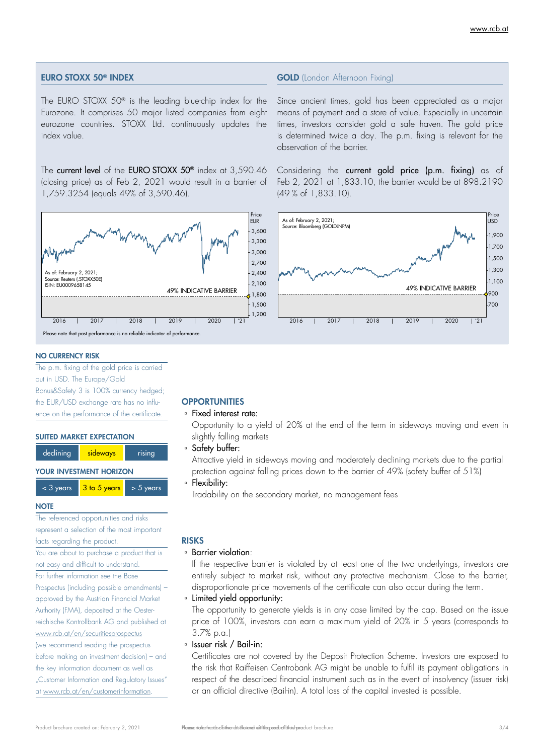## EURO STOXX 50® INDEX

The EURO STOXX 50® is the leading blue-chip index for the Eurozone. It comprises 50 major listed companies from eight eurozone countries. STOXX Ltd. continuously updates the index value.

The **current level** of the **EURO STOXX 50®** index at 3,590.46 (closing price) as of Feb 2, 2021 would result in a barrier of 1,759.3254 (equals 49% of 3,590.46).

As of: February 2, 2021;
Source: Reuters (.STOXX50E)
ISIN: EU0009658145

49% INDICATIVE BARRIER

## GOLD (London Afternoon Fixing)

Since ancient times, gold has been appreciated as a major means of payment and a store of value. Especially in uncertain times, investors consider gold a safe haven. The gold price is determined twice a day. The p.m. fixing is relevant for the observation of the barrier.

Considering the **current gold price (p.m. fixing)** as of Feb 2, 2021 at 1,833.10, the barrier would be at 898.2190 (49 % of 1,833.10).

As of: February 2, 2021;
Source: Bloomberg (GOLDLNPM)

49% INDICATIVE BARRIER

Please note that past performance is no reliable indicator of performance.

### NO CURRENCY RISK

The p.m. fixing of the gold price is carried out in USD. The Europe/Gold Bonus&Safety 3 is 100% currency hedged; the EUR/USD exchange rate has no influence on the performance of the certificate.

### SUITED MARKET EXPECTATION

| declining | **sideways** | rising |
|---|---|---|

### YOUR INVESTMENT HORIZON

| < 3 years | **3 to 5 years** | > 5 years |
|---|---|---|

### NOTE

The referenced opportunities and risks represent a selection of the most important facts regarding the product.

You are about to purchase a product that is not easy and difficult to understand.

For further information see the Base Prospectus (including possible amendments) – approved by the Austrian Financial Market Authority (FMA), deposited at the Oesterreichische Kontrollbank AG and published at www.rcb.at/en/securitiesprospectus (we recommend reading the prospectus before making an investment decision) – and the key information document as well as „Customer Information and Regulatory Issues" at www.rcb.at/en/customerinformation.

### OPPORTUNITIES

- Fixed interest rate:
  Opportunity to a yield of 20% at the end of the term in sideways moving and even in slightly falling markets
- Safety buffer:
  Attractive yield in sideways moving and moderately declining markets due to the partial protection against falling prices down to the barrier of 49% (safety buffer of 51%)
- Flexibility:
  Tradability on the secondary market, no management fees

### RISKS

- Barrier violation:
  If the respective barrier is violated by at least one of the two underlyings, investors are entirely subject to market risk, without any protective mechanism. Close to the barrier, disproportionate price movements of the certificate can also occur during the term.
- Limited yield opportunity:
  The opportunity to generate yields is in any case limited by the cap. Based on the issue price of 100%, investors can earn a maximum yield of 20% in 5 years (corresponds to 3.7% p.a.)
- Issuer risk / Bail-in:
  Certificates are not covered by the Deposit Protection Scheme. Investors are exposed to the risk that Raiffeisen Centrobank AG might be unable to fulfil its payment obligations in respect of the described financial instrument such as in the event of insolvency (issuer risk) or an official directive (Bail-in). A total loss of the capital invested is possible.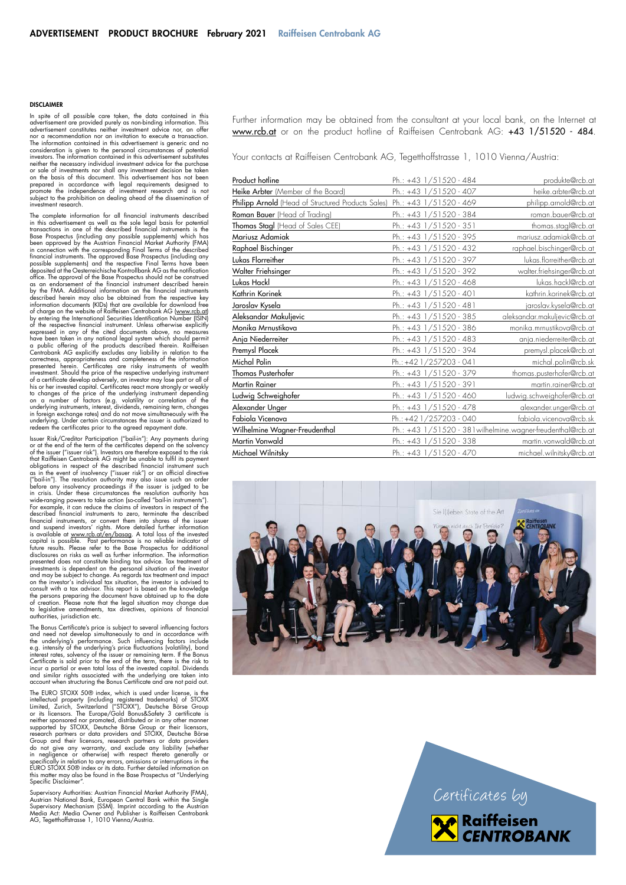ADVERTISEMENT PRODUCT BROCHURE February 2021 Raiffeisen Centrobank AG

### DISCLAIMER

In spite of all possible care taken, the data contained in this advertisement are provided purely as non-binding information. This advertisement constitutes neither investment advice nor, an offer nor a recommendation nor an invitation to execute a transaction. The information contained in this advertisement is generic and no consideration is given to the personal circumstances of potential investors. The information contained in this advertisement substitutes neither the necessary individual investment advice for the purchase or sale of investments nor shall any investment decision be taken on the basis of this document. This advertisement has not been prepared in accordance with legal requirements designed to promote the independence of investment research and is not subject to the prohibition on dealing ahead of the dissemination of investment research.

The complete information for all financial instruments described in this advertisement as well as the sole legal basis for potential transactions in one of the described financial instruments is the Base Prospectus (including any possible supplements) which has been approved by the Austrian Financial Market Authority (FMA) in connection with the corresponding Final Terms of the described financial instruments. The approved Base Prospectus (including any possible supplements) and the respective Final Terms have been deposited at the Oesterreichische Kontrollbank AG as the notification office. The approval of the Base Prospectus should not be construed as an endorsement of the financial instrument described herein by the FMA. Additional information on the financial instruments described herein may also be obtained from the respective key information documents (KIDs) that are available for download free of charge on the website of Raiffeisen Centrobank AG (www.rcb.at) by entering the International Securities Identification Number (ISIN) of the respective financial instrument. Unless otherwise explicitly expressed in any of the cited documents above, no measures have been taken in any national legal system which should permit a public offering of the products described therein. Raiffeisen Centrobank AG explicitly excludes any liability in relation to the correctness, appropriateness and completeness of the information presented herein. Certificates are risky instruments of wealth investment. Should the price of the respective underlying instrument of a certificate develop adversely, an investor may lose part or all of his or her invested capital. Certificates react more strongly or weakly to changes of the price of the underlying instrument depending on a number of factors (e.g. volatility or correlation of the underlying instruments, interest, dividends, remaining term, changes in foreign exchange rates) and do not move simultaneously with the underlying. Under certain circumstances the issuer is authorized to redeem the certificates prior to the agreed repayment date.

Issuer Risk/Creditor Participation ("bail-in"): Any payments during or at the end of the term of the certificates depend on the solvency of the issuer ("issuer risk"). Investors are therefore exposed to the risk that Raiffeisen Centrobank AG might be unable to fulfil its payment obligations in respect of the described financial instrument such as in the event of insolvency ("issuer risk") or an official directive ("bail-in"). The resolution authority may also issue such an order before any insolvency proceedings if the issuer is judged to be in crisis. Under these circumstances the resolution authority has wide-ranging powers to take action (so-called "bail-in instruments"). For example, it can reduce the claims of investors in respect of the described financial instruments to zero, terminate the described financial instruments, or convert them into shares of the issuer and suspend investors' rights. More detailed further information is available at www.rcb.at/en/basag. A total loss of the invested capital is possible. Past performance is no reliable indicator of future results. Please refer to the Base Prospectus for additional disclosures on risks as well as further information. The information presented does not constitute binding tax advice. Tax treatment of investments is dependent on the personal situation of the investor and may be subject to change. As regards tax treatment and impact on the investor's individual tax situation, the investor is advised to consult with a tax advisor. This report is based on the knowledge the persons preparing the document have obtained up to the date of creation. Please note that the legal situation may change due to legislative amendments, tax directives, opinions of financial authorities, jurisdiction etc.

The Bonus Certificate's price is subject to several influencing factors and need not develop simultaneously to and in accordance with the underlying's performance. Such influencing factors include e.g. intensity of the underlying's price fluctuations (volatility), bond interest rates, solvency of the issuer or remaining term. If the Bonus Certificate is sold prior to the end of the term, there is the risk to incur a partial or even total loss of the invested capital. Dividends and similar rights associated with the underlying are taken into account when structuring the Bonus Certificate and are not paid out.

The EURO STOXX 50® index, which is used under license, is the intellectual property (including registered trademarks) of STOXX Limited, Zurich, Switzerland ("STOXX"), Deutsche Börse Group or its licensors. The Europe/Gold Bonus&Safety 3 certificate is neither sponsored nor promoted, distributed or in any other manner supported by STOXX, Deutsche Börse Group or their licensors, research partners or data providers and STOXX, Deutsche Börse Group and their licensors, research partners or data providers do not give any warranty, and exclude any liability (whether in negligence or otherwise) with respect thereto generally or specifically in relation to any errors, omissions or interruptions in the EURO STOXX 50® index or its data. Further detailed information on this matter may also be found in the Base Prospectus at "Underlying Specific Disclaimer".

Supervisory Authorities: Austrian Financial Market Authority (FMA), Austrian National Bank, European Central Bank within the Single Supervisory Mechanism (SSM). Imprint according to the Austrian Media Act: Media Owner and Publisher is Raiffeisen Centrobank AG, Tegetthoffstrasse 1, 1010 Vienna/Austria.

Further information may be obtained from the consultant at your local bank, on the Internet at www.rcb.at or on the product hotline of Raiffeisen Centrobank AG: **+43 1/51520 - 484**.

Your contacts at Raiffeisen Centrobank AG, Tegetthoffstrasse 1, 1010 Vienna/Austria:

| | | |
|---|---|---|
| Product hotline | Ph.: +43 1/51520 - 484 | produkte@rcb.at |
| Heike Arbter (Member of the Board) | Ph.: +43 1/51520 - 407 | heike.arbter@rcb.at |
| Philipp Arnold (Head of Structured Products Sales) | Ph.: +43 1/51520 - 469 | philipp.arnold@rcb.at |
| Roman Bauer (Head of Trading) | Ph.: +43 1/51520 - 384 | roman.bauer@rcb.at |
| Thomas Stagl (Head of Sales CEE) | Ph.: +43 1/51520 - 351 | thomas.stagl@rcb.at |
| Mariusz Adamiak | Ph.: +43 1/51520 - 395 | mariusz.adamiak@rcb.at |
| Raphael Bischinger | Ph.: +43 1/51520 - 432 | raphael.bischinger@rcb.at |
| Lukas Florreither | Ph.: +43 1/51520 - 397 | lukas.florreither@rcb.at |
| Walter Friehsinger | Ph.: +43 1/51520 - 392 | walter.friehsinger@rcb.at |
| Lukas Hackl | Ph.: +43 1/51520 - 468 | lukas.hackl@rcb.at |
| Kathrin Korinek | Ph.: +43 1/51520 - 401 | kathrin.korinek@rcb.at |
| Jaroslav Kysela | Ph.: +43 1/51520 - 481 | jaroslav.kysela@rcb.at |
| Aleksandar Makuljevic | Ph.: +43 1/51520 - 385 | aleksandar.makuljevic@rcb.at |
| Monika Mrnustikova | Ph.: +43 1/51520 - 386 | monika.mrnustikova@rcb.at |
| Anja Niederreiter | Ph.: +43 1/51520 - 483 | anja.niederreiter@rcb.at |
| Premysl Placek | Ph.: +43 1/51520 - 394 | premysl.placek@rcb.at |
| Michal Polin | Ph.: +42 1/257203 - 041 | michal.polin@rcb.sk |
| Thomas Pusterhofer | Ph.: +43 1/51520 - 379 | thomas.pusterhofer@rcb.at |
| Martin Rainer | Ph.: +43 1/51520 - 391 | martin.rainer@rcb.at |
| Ludwig Schweighofer | Ph.: +43 1/51520 - 460 | ludwig.schweighofer@rcb.at |
| Alexander Unger | Ph.: +43 1/51520 - 478 | alexander.unger@rcb.at |
| Fabiola Vicenova | Ph.: +42 1/257203 - 040 | fabiola.vicenova@rcb.sk |
| Wilhelmine Wagner-Freudenthal | Ph.: +43 1/51520 - 381 | wilhelmine.wagner-freudenthal@rcb.at |
| Martin Vonwald | Ph.: +43 1/51520 - 338 | martin.vonwald@rcb.at |
| Michael Wilnitsky | Ph.: +43 1/51520 - 470 | michael.wilnitsky@rcb.at |

Certificates by Raiffeisen CENTROBANK